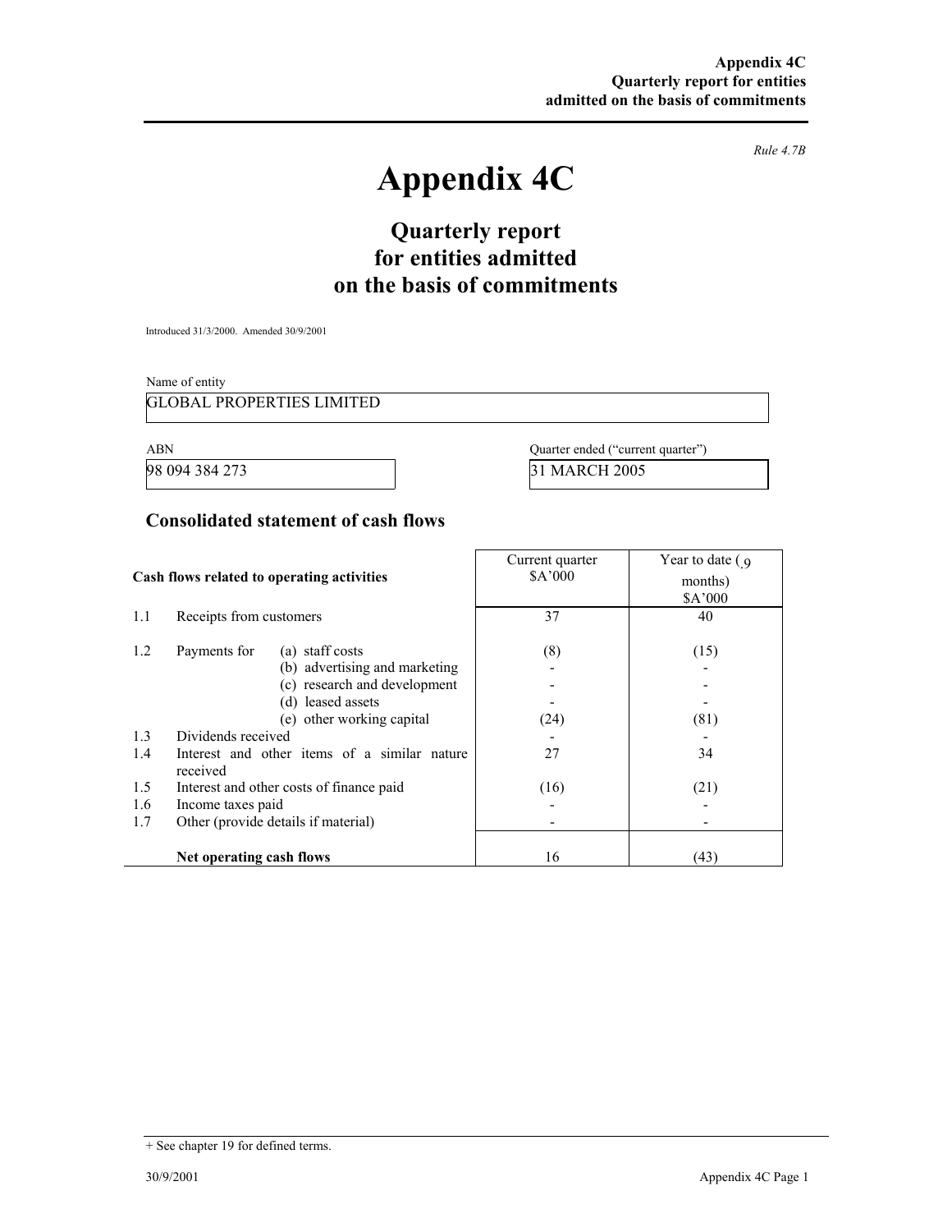*Rule 4.7B*

# Appendix 4C

## Quarterly report for entities admitted on the basis of commitments

Introduced 31/3/2000. Amended 30/9/2001

Name of entity

GLOBAL PROPERTIES LIMITED

| ABN | Quarter ended ("current quarter") |
|---|---|
| 98 094 384 273 | 31 MARCH 2005 |

## Consolidated statement of cash flows

| | Cash flows related to operating activities | | Current quarter $A'000 | Year to date (9 months) $A'000 |
|---|---|---|---|---|
| 1.1 | Receipts from customers | | 37 | 40 |
| 1.2 | Payments for | (a) staff costs | (8) | (15) |
| | | (b) advertising and marketing | - | - |
| | | (c) research and development | - | - |
| | | (d) leased assets | - | - |
| | | (e) other working capital | (24) | (81) |
| 1.3 | Dividends received | | - | - |
| 1.4 | Interest and other items of a similar nature received | | 27 | 34 |
| 1.5 | Interest and other costs of finance paid | | (16) | (21) |
| 1.6 | Income taxes paid | | - | - |
| 1.7 | Other (provide details if material) | | - | - |
| | **Net operating cash flows** | | 16 | (43) |

+ See chapter 19 for defined terms.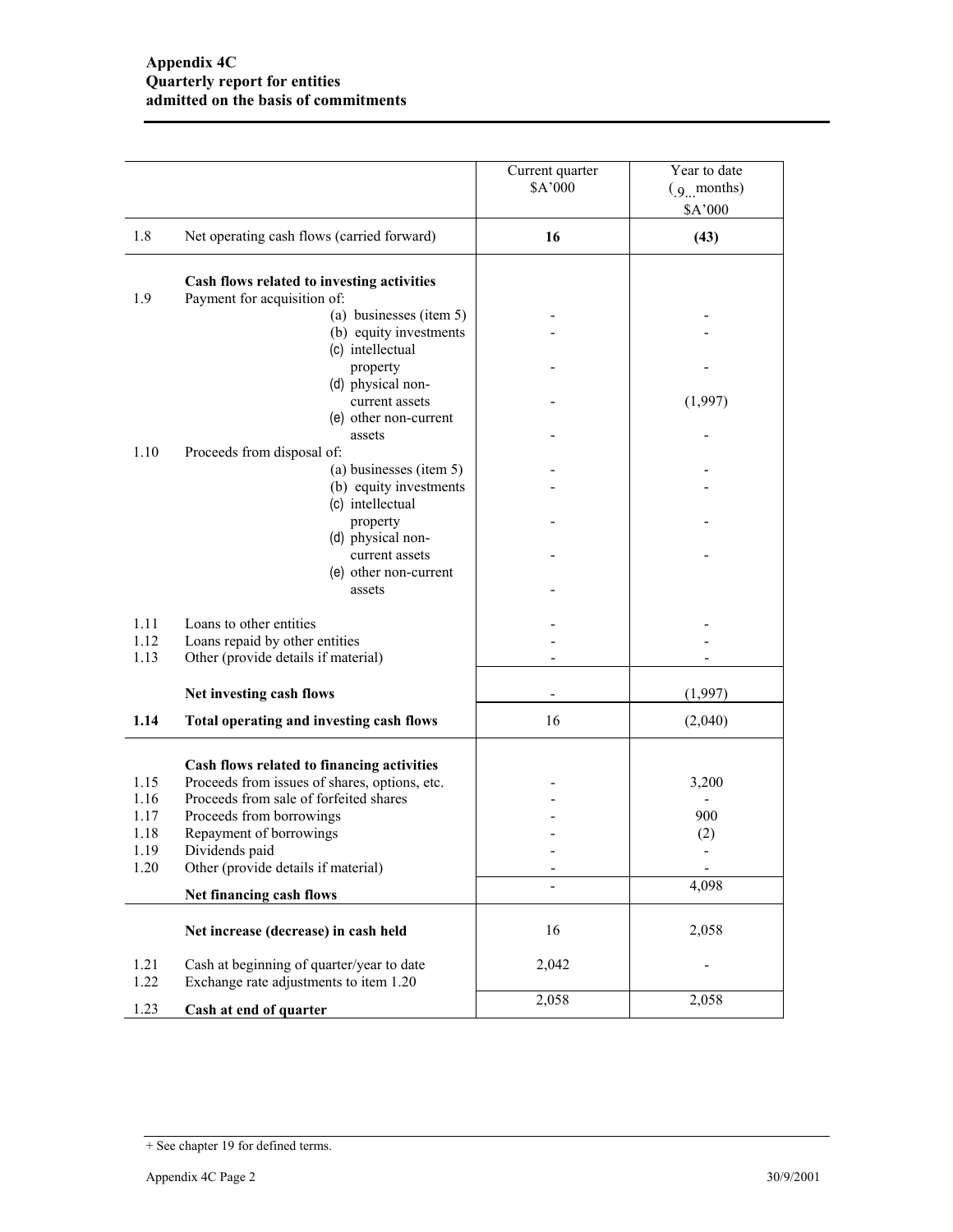| | | Current quarter $A'000 | Year to date (.9... months) $A'000 |
|---|---|---|---|
| 1.8 | Net operating cash flows (carried forward) | **16** | **(43)** |
| | **Cash flows related to investing activities** | | |
| 1.9 | Payment for acquisition of: | | |
| | (a) businesses (item 5) | - | - |
| | (b) equity investments | - | - |
| | (c) intellectual property | - | - |
| | (d) physical non-current assets | - | (1,997) |
| | (e) other non-current assets | - | - |
| 1.10 | Proceeds from disposal of: | | |
| | (a) businesses (item 5) | - | - |
| | (b) equity investments | - | - |
| | (c) intellectual property | - | - |
| | (d) physical non-current assets | - | - |
| | (e) other non-current assets | - | |
| 1.11 | Loans to other entities | - | - |
| 1.12 | Loans repaid by other entities | - | - |
| 1.13 | Other (provide details if material) | - | - |
| | **Net investing cash flows** | - | (1,997) |
| **1.14** | **Total operating and investing cash flows** | 16 | (2,040) |
| | **Cash flows related to financing activities** | | |
| 1.15 | Proceeds from issues of shares, options, etc. | - | 3,200 |
| 1.16 | Proceeds from sale of forfeited shares | - | - |
| 1.17 | Proceeds from borrowings | - | 900 |
| 1.18 | Repayment of borrowings | - | (2) |
| 1.19 | Dividends paid | - | - |
| 1.20 | Other (provide details if material) | - | - |
| | **Net financing cash flows** | - | 4,098 |
| | **Net increase (decrease) in cash held** | 16 | 2,058 |
| 1.21 | Cash at beginning of quarter/year to date | 2,042 | - |
| 1.22 | Exchange rate adjustments to item 1.20 | | |
| 1.23 | **Cash at end of quarter** | 2,058 | 2,058 |

+ See chapter 19 for defined terms.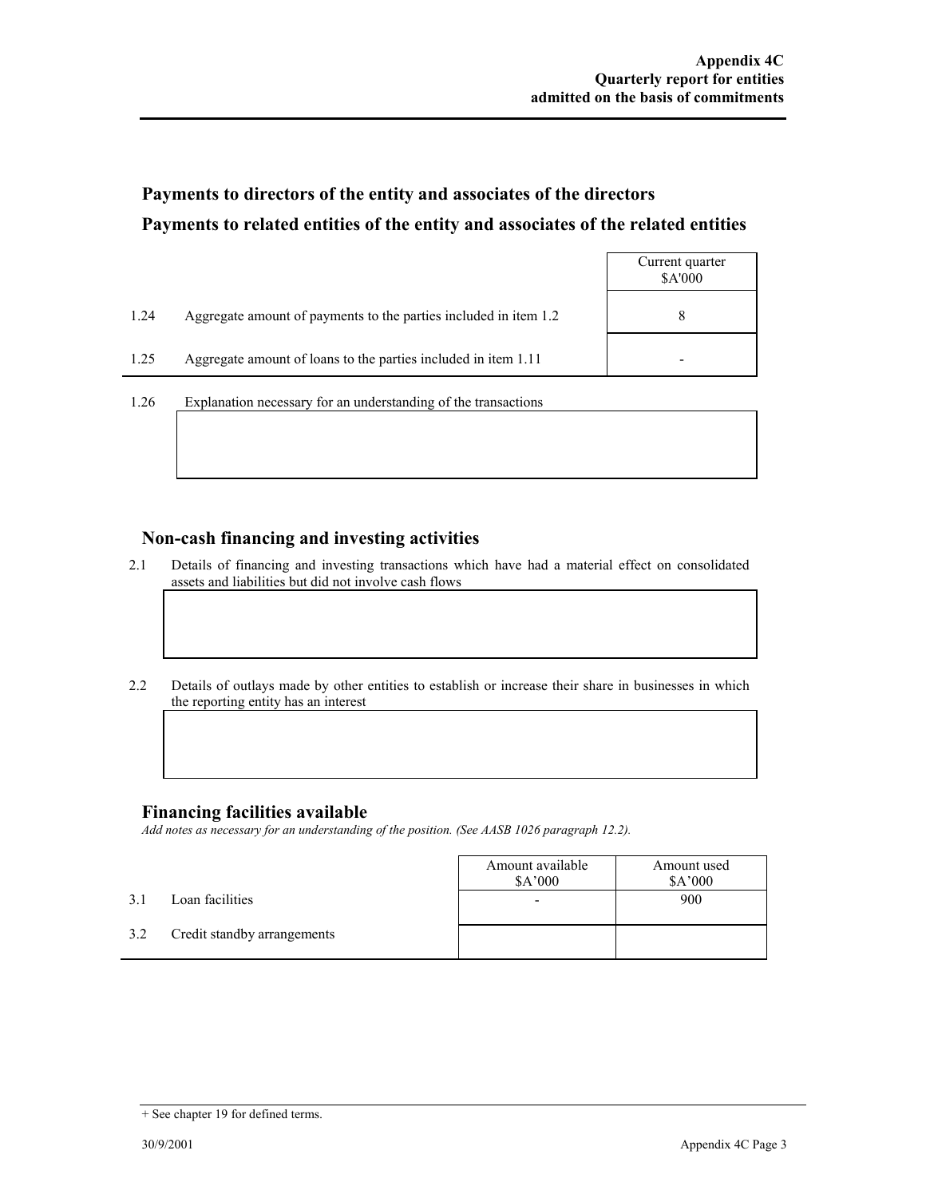## Payments to directors of the entity and associates of the directors

## Payments to related entities of the entity and associates of the related entities

| | | Current quarter $A'000 |
|---|---|---|
| 1.24 | Aggregate amount of payments to the parties included in item 1.2 | 8 |
| 1.25 | Aggregate amount of loans to the parties included in item 1.11 | - |

1.26 Explanation necessary for an understanding of the transactions

## Non-cash financing and investing activities

2.1 Details of financing and investing transactions which have had a material effect on consolidated assets and liabilities but did not involve cash flows

2.2 Details of outlays made by other entities to establish or increase their share in businesses in which the reporting entity has an interest

## Financing facilities available

*Add notes as necessary for an understanding of the position. (See AASB 1026 paragraph 12.2).*

| | | Amount available $A'000 | Amount used $A'000 |
|---|---|---|---|
| 3.1 | Loan facilities | - | 900 |
| 3.2 | Credit standby arrangements | | |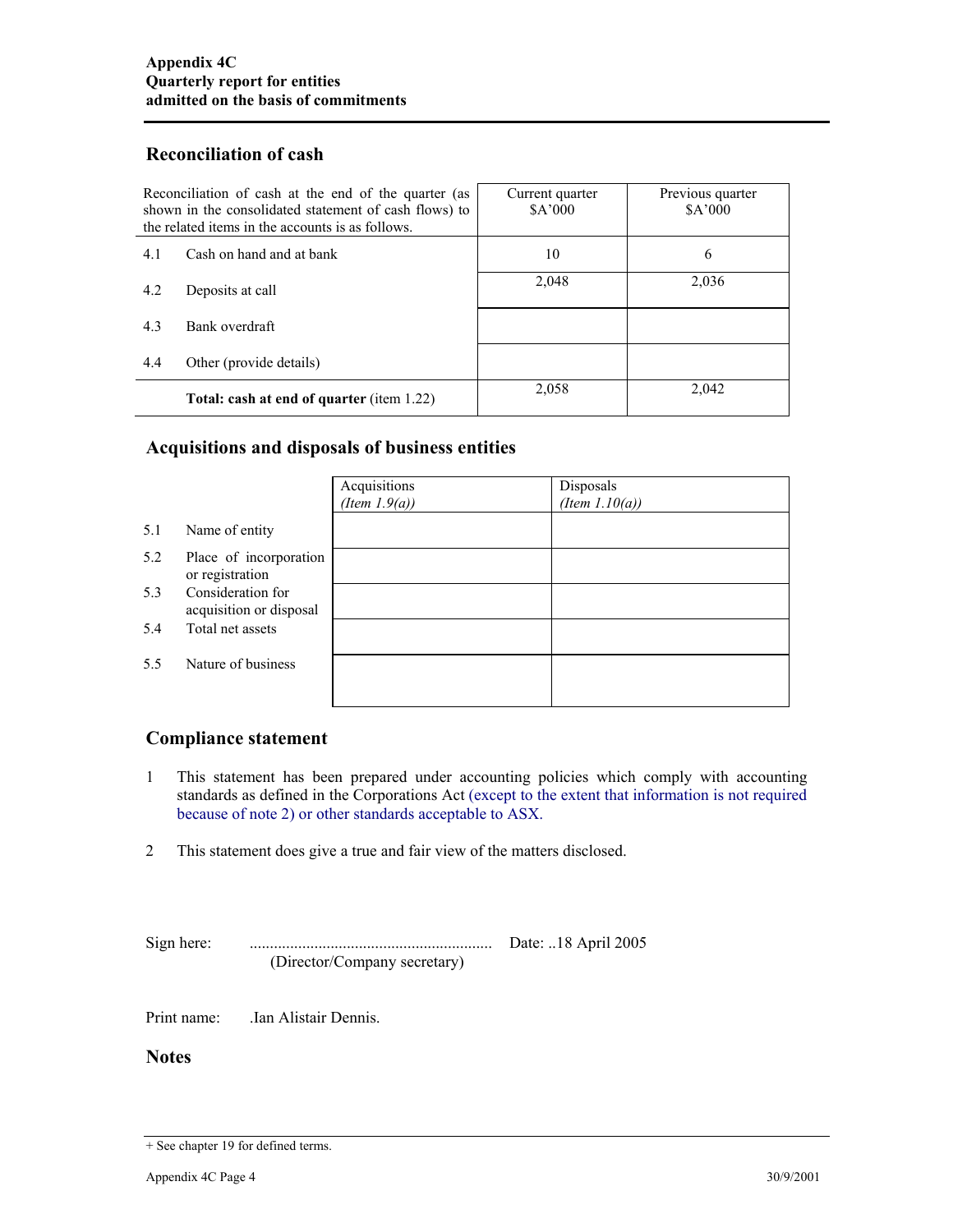## Reconciliation of cash

| Reconciliation of cash at the end of the quarter (as shown in the consolidated statement of cash flows) to the related items in the accounts is as follows. | Current quarter $A'000 | Previous quarter $A'000 |
|---|---|---|
| 4.1 Cash on hand and at bank | 10 | 6 |
| 4.2 Deposits at call | 2,048 | 2,036 |
| 4.3 Bank overdraft | | |
| 4.4 Other (provide details) | | |
| **Total: cash at end of quarter** (item 1.22) | 2,058 | 2,042 |

## Acquisitions and disposals of business entities

| | Acquisitions *(Item 1.9(a))* | Disposals *(Item 1.10(a))* |
|---|---|---|
| 5.1 Name of entity | | |
| 5.2 Place of incorporation or registration | | |
| 5.3 Consideration for acquisition or disposal | | |
| 5.4 Total net assets | | |
| 5.5 Nature of business | | |

## Compliance statement

1. This statement has been prepared under accounting policies which comply with accounting standards as defined in the Corporations Act (except to the extent that information is not required because of note 2) or other standards acceptable to ASX.

2. This statement does give a true and fair view of the matters disclosed.

Sign here: ............................................................ Date: ..18 April 2005
(Director/Company secretary)

Print name: .Ian Alistair Dennis.

## Notes

+ See chapter 19 for defined terms.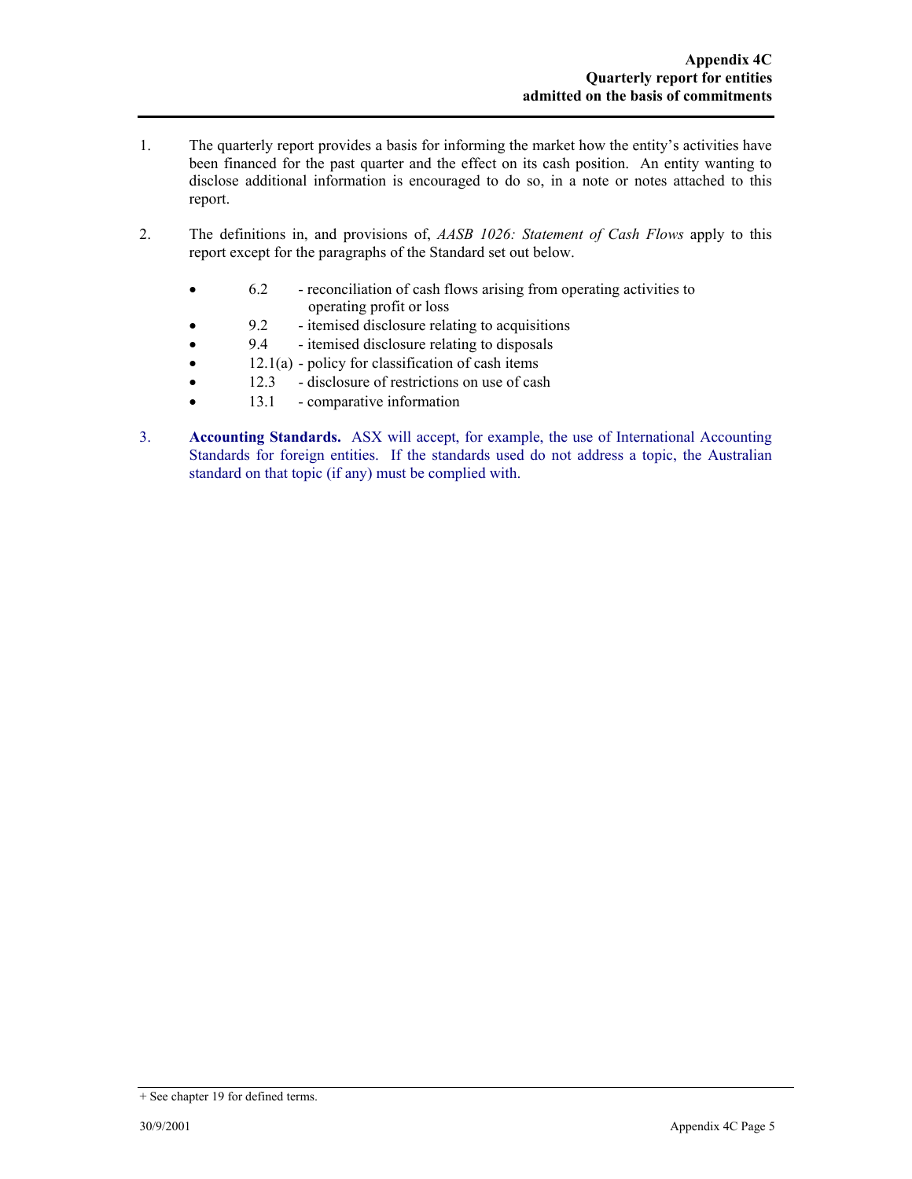1. The quarterly report provides a basis for informing the market how the entity's activities have been financed for the past quarter and the effect on its cash position. An entity wanting to disclose additional information is encouraged to do so, in a note or notes attached to this report.

2. The definitions in, and provisions of, *AASB 1026: Statement of Cash Flows* apply to this report except for the paragraphs of the Standard set out below.

   - 6.2 - reconciliation of cash flows arising from operating activities to operating profit or loss
   - 9.2 - itemised disclosure relating to acquisitions
   - 9.4 - itemised disclosure relating to disposals
   - 12.1(a) - policy for classification of cash items
   - 12.3 - disclosure of restrictions on use of cash
   - 13.1 - comparative information

3. **Accounting Standards.** ASX will accept, for example, the use of International Accounting Standards for foreign entities. If the standards used do not address a topic, the Australian standard on that topic (if any) must be complied with.